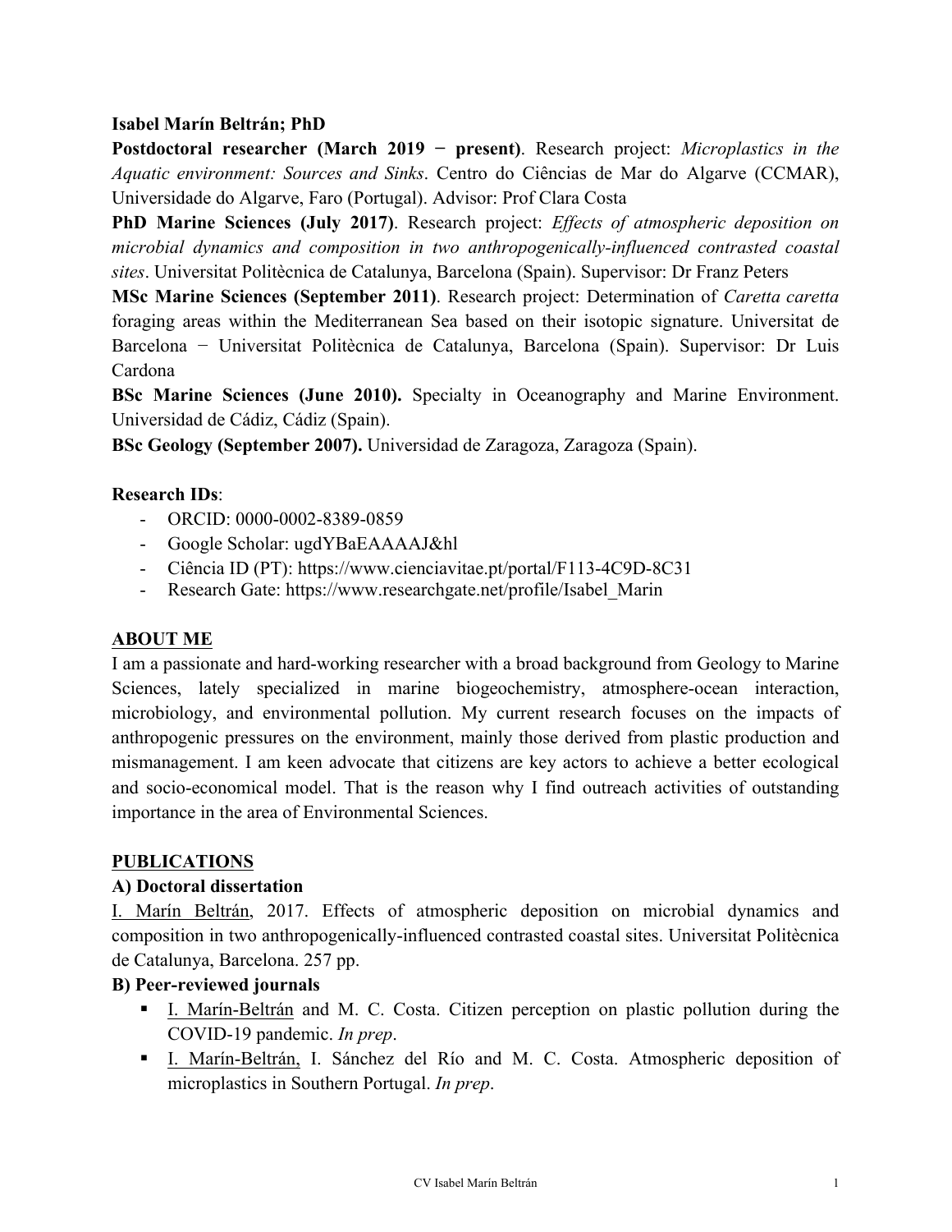**Isabel Marín Beltrán; PhD**

**Postdoctoral researcher (March 2019 − present)**. Research project: *Microplastics in the Aquatic environment: Sources and Sinks*. Centro do Ciências de Mar do Algarve (CCMAR), Universidade do Algarve, Faro (Portugal). Advisor: Prof Clara Costa

**PhD Marine Sciences (July 2017)**. Research project: *Effects of atmospheric deposition on microbial dynamics and composition in two anthropogenically-influenced contrasted coastal sites*. Universitat Politècnica de Catalunya, Barcelona (Spain). Supervisor: Dr Franz Peters

**MSc Marine Sciences (September 2011)**. Research project: Determination of *Caretta caretta* foraging areas within the Mediterranean Sea based on their isotopic signature. Universitat de Barcelona − Universitat Politècnica de Catalunya, Barcelona (Spain). Supervisor: Dr Luis Cardona

**BSc Marine Sciences (June 2010).** Specialty in Oceanography and Marine Environment. Universidad de Cádiz, Cádiz (Spain).

**BSc Geology (September 2007).** Universidad de Zaragoza, Zaragoza (Spain).

**Research IDs**:

- ORCID: 0000-0002-8389-0859
- Google Scholar: ugdYBaEAAAAJ&hl
- Ciência ID (PT): https://www.cienciavitae.pt/portal/F113-4C9D-8C31
- Research Gate: https://www.researchgate.net/profile/Isabel_Marin

## ABOUT ME

I am a passionate and hard-working researcher with a broad background from Geology to Marine Sciences, lately specialized in marine biogeochemistry, atmosphere-ocean interaction, microbiology, and environmental pollution. My current research focuses on the impacts of anthropogenic pressures on the environment, mainly those derived from plastic production and mismanagement. I am keen advocate that citizens are key actors to achieve a better ecological and socio-economical model. That is the reason why I find outreach activities of outstanding importance in the area of Environmental Sciences.

## PUBLICATIONS

### A) Doctoral dissertation

I. Marín Beltrán, 2017. Effects of atmospheric deposition on microbial dynamics and composition in two anthropogenically-influenced contrasted coastal sites. Universitat Politècnica de Catalunya, Barcelona. 257 pp.

### B) Peer-reviewed journals

- I. Marín-Beltrán and M. C. Costa. Citizen perception on plastic pollution during the COVID-19 pandemic. *In prep*.
- I. Marín-Beltrán, I. Sánchez del Río and M. C. Costa. Atmospheric deposition of microplastics in Southern Portugal. *In prep*.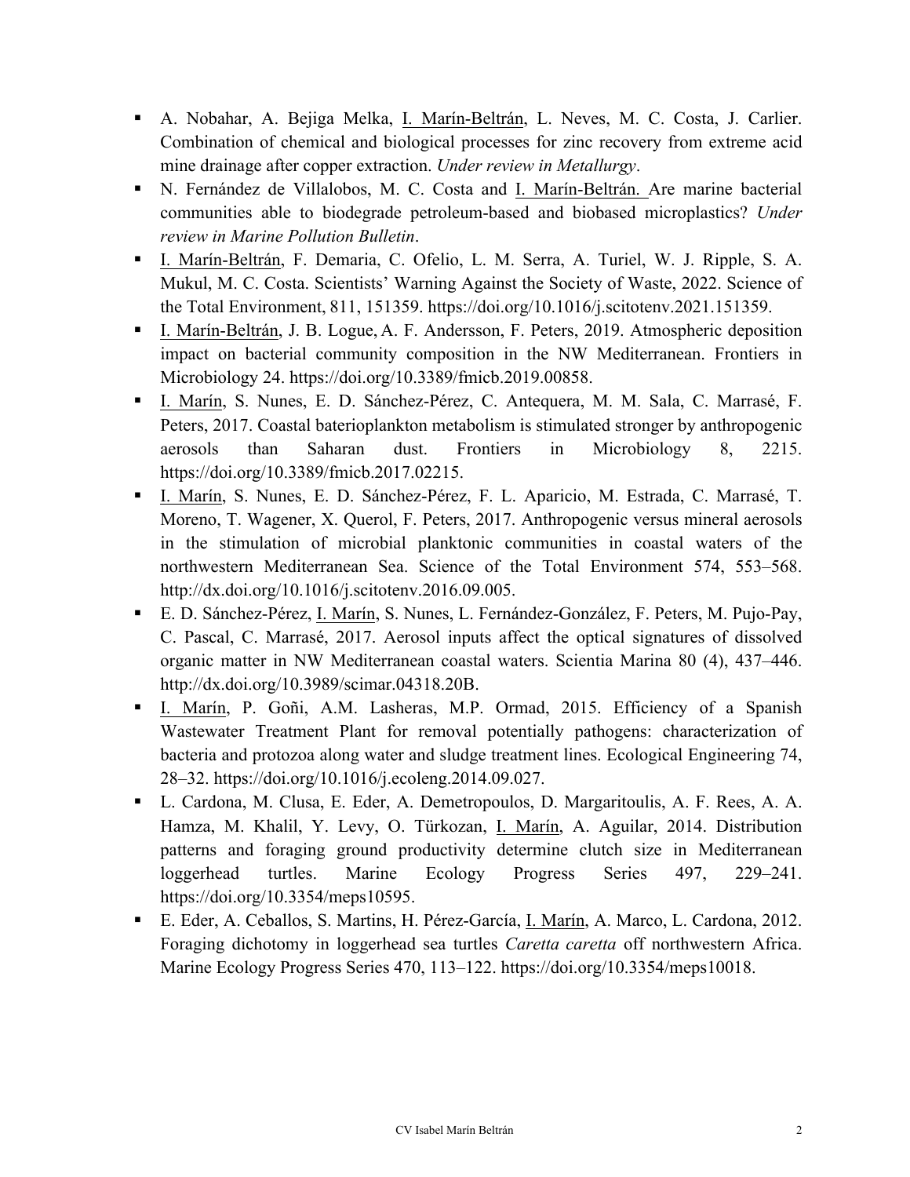- A. Nobahar, A. Bejiga Melka, <u>I. Marín-Beltrán</u>, L. Neves, M. C. Costa, J. Carlier. Combination of chemical and biological processes for zinc recovery from extreme acid mine drainage after copper extraction. *Under review in Metallurgy*.
- N. Fernández de Villalobos, M. C. Costa and <u>I. Marín-Beltrán.</u> Are marine bacterial communities able to biodegrade petroleum-based and biobased microplastics? *Under review in Marine Pollution Bulletin*.
- <u>I. Marín-Beltrán</u>, F. Demaria, C. Ofelio, L. M. Serra, A. Turiel, W. J. Ripple, S. A. Mukul, M. C. Costa. Scientists' Warning Against the Society of Waste, 2022. Science of the Total Environment, 811, 151359. https://doi.org/10.1016/j.scitotenv.2021.151359.
- <u>I. Marín-Beltrán</u>, J. B. Logue, A. F. Andersson, F. Peters, 2019. Atmospheric deposition impact on bacterial community composition in the NW Mediterranean. Frontiers in Microbiology 24. https://doi.org/10.3389/fmicb.2019.00858.
- <u>I. Marín</u>, S. Nunes, E. D. Sánchez-Pérez, C. Antequera, M. M. Sala, C. Marrasé, F. Peters, 2017. Coastal baterioplankton metabolism is stimulated stronger by anthropogenic aerosols than Saharan dust. Frontiers in Microbiology 8, 2215. https://doi.org/10.3389/fmicb.2017.02215.
- <u>I. Marín</u>, S. Nunes, E. D. Sánchez-Pérez, F. L. Aparicio, M. Estrada, C. Marrasé, T. Moreno, T. Wagener, X. Querol, F. Peters, 2017. Anthropogenic versus mineral aerosols in the stimulation of microbial planktonic communities in coastal waters of the northwestern Mediterranean Sea. Science of the Total Environment 574, 553–568. http://dx.doi.org/10.1016/j.scitotenv.2016.09.005.
- E. D. Sánchez-Pérez, <u>I. Marín</u>, S. Nunes, L. Fernández-González, F. Peters, M. Pujo-Pay, C. Pascal, C. Marrasé, 2017. Aerosol inputs affect the optical signatures of dissolved organic matter in NW Mediterranean coastal waters. Scientia Marina 80 (4), 437–446. http://dx.doi.org/10.3989/scimar.04318.20B.
- <u>I. Marín</u>, P. Goñi, A.M. Lasheras, M.P. Ormad, 2015. Efficiency of a Spanish Wastewater Treatment Plant for removal potentially pathogens: characterization of bacteria and protozoa along water and sludge treatment lines. Ecological Engineering 74, 28–32. https://doi.org/10.1016/j.ecoleng.2014.09.027.
- L. Cardona, M. Clusa, E. Eder, A. Demetropoulos, D. Margaritoulis, A. F. Rees, A. A. Hamza, M. Khalil, Y. Levy, O. Türkozan, <u>I. Marín</u>, A. Aguilar, 2014. Distribution patterns and foraging ground productivity determine clutch size in Mediterranean loggerhead turtles. Marine Ecology Progress Series 497, 229–241. https://doi.org/10.3354/meps10595.
- E. Eder, A. Ceballos, S. Martins, H. Pérez-García, <u>I. Marín</u>, A. Marco, L. Cardona, 2012. Foraging dichotomy in loggerhead sea turtles *Caretta caretta* off northwestern Africa. Marine Ecology Progress Series 470, 113–122. https://doi.org/10.3354/meps10018.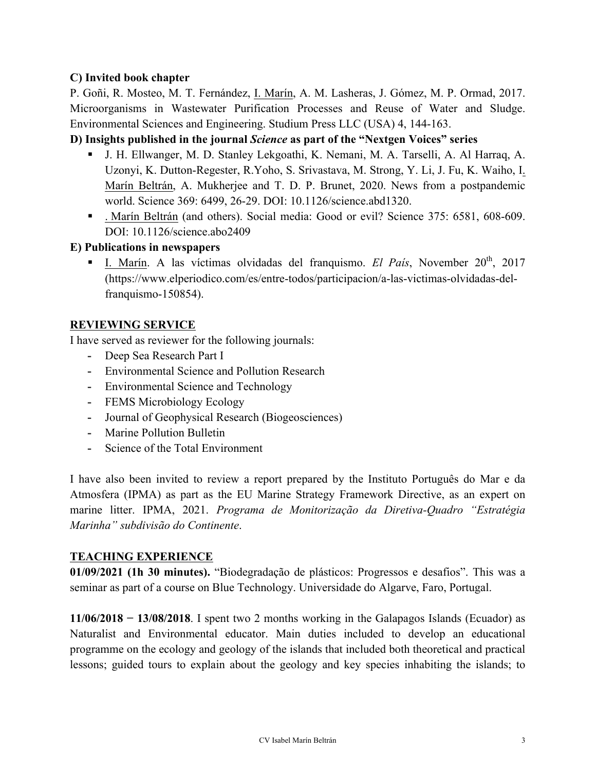**C) Invited book chapter**

P. Goñi, R. Mosteo, M. T. Fernández, I. Marín, A. M. Lasheras, J. Gómez, M. P. Ormad, 2017. Microorganisms in Wastewater Purification Processes and Reuse of Water and Sludge. Environmental Sciences and Engineering. Studium Press LLC (USA) 4, 144-163.

**D) Insights published in the journal *Science* as part of the "Nextgen Voices" series**

- J. H. Ellwanger, M. D. Stanley Lekgoathi, K. Nemani, M. A. Tarselli, A. Al Harraq, A. Uzonyi, K. Dutton-Regester, R.Yoho, S. Srivastava, M. Strong, Y. Li, J. Fu, K. Waiho, I. Marín Beltrán, A. Mukherjee and T. D. P. Brunet, 2020. News from a postpandemic world. Science 369: 6499, 26-29. DOI: 10.1126/science.abd1320.
- . Marín Beltrán (and others). Social media: Good or evil? Science 375: 6581, 608-609. DOI: 10.1126/science.abo2409

**E) Publications in newspapers**

- I. Marín. A las víctimas olvidadas del franquismo. *El País*, November 20th, 2017 (https://www.elperiodico.com/es/entre-todos/participacion/a-las-victimas-olvidadas-del-franquismo-150854).

## REVIEWING SERVICE

I have served as reviewer for the following journals:

- Deep Sea Research Part I
- Environmental Science and Pollution Research
- Environmental Science and Technology
- FEMS Microbiology Ecology
- Journal of Geophysical Research (Biogeosciences)
- Marine Pollution Bulletin
- Science of the Total Environment

I have also been invited to review a report prepared by the Instituto Português do Mar e da Atmosfera (IPMA) as part as the EU Marine Strategy Framework Directive, as an expert on marine litter. IPMA, 2021. *Programa de Monitorização da Diretiva-Quadro "Estratégia Marinha" subdivisão do Continente*.

## TEACHING EXPERIENCE

**01/09/2021 (1h 30 minutes).** "Biodegradação de plásticos: Progressos e desafios". This was a seminar as part of a course on Blue Technology. Universidade do Algarve, Faro, Portugal.

**11/06/2018 − 13/08/2018**. I spent two 2 months working in the Galapagos Islands (Ecuador) as Naturalist and Environmental educator. Main duties included to develop an educational programme on the ecology and geology of the islands that included both theoretical and practical lessons; guided tours to explain about the geology and key species inhabiting the islands; to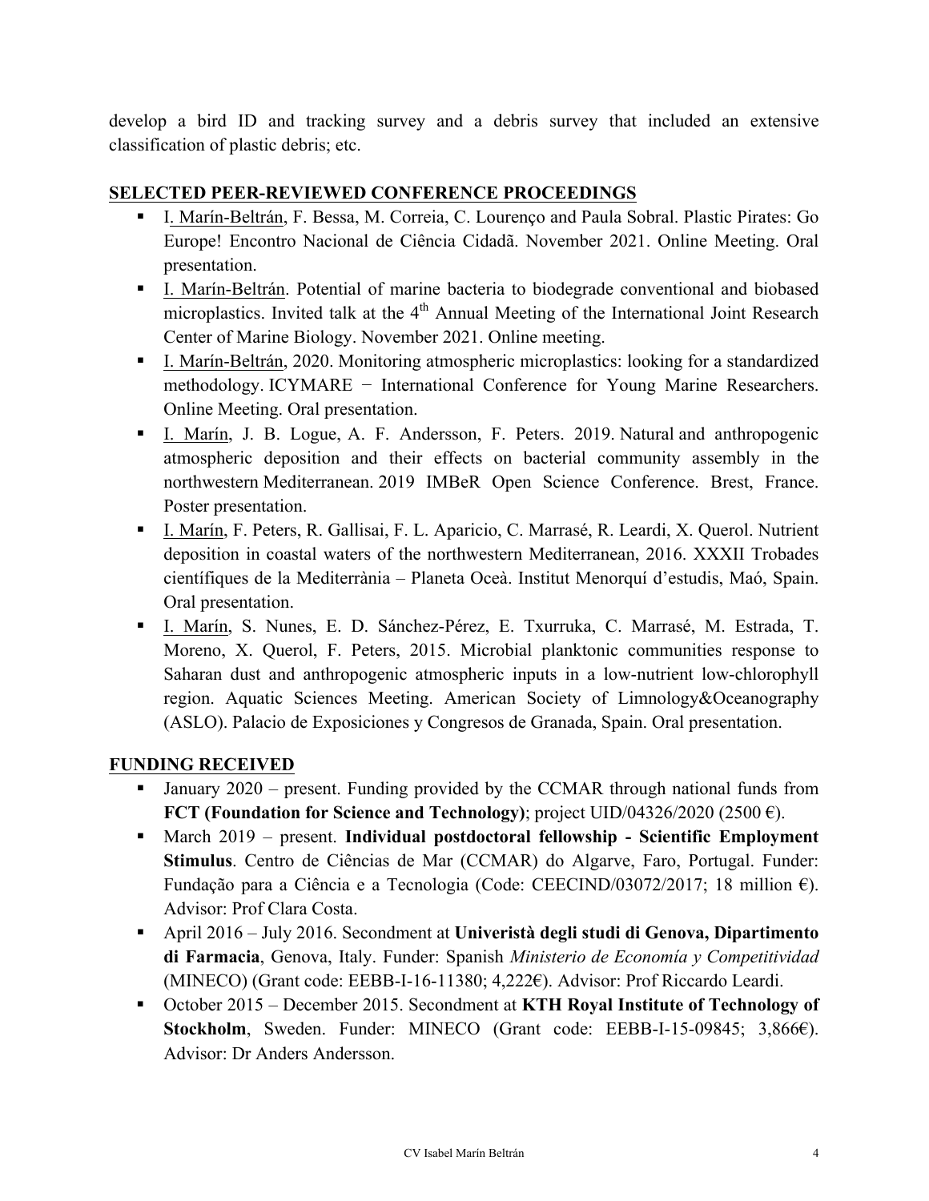develop a bird ID and tracking survey and a debris survey that included an extensive classification of plastic debris; etc.

## SELECTED PEER-REVIEWED CONFERENCE PROCEEDINGS

- I. Marín-Beltrán, F. Bessa, M. Correia, C. Lourenço and Paula Sobral. Plastic Pirates: Go Europe! Encontro Nacional de Ciência Cidadã. November 2021. Online Meeting. Oral presentation.
- I. Marín-Beltrán. Potential of marine bacteria to biodegrade conventional and biobased microplastics. Invited talk at the 4th Annual Meeting of the International Joint Research Center of Marine Biology. November 2021. Online meeting.
- I. Marín-Beltrán, 2020. Monitoring atmospheric microplastics: looking for a standardized methodology. ICYMARE − International Conference for Young Marine Researchers. Online Meeting. Oral presentation.
- I. Marín, J. B. Logue, A. F. Andersson, F. Peters. 2019. Natural and anthropogenic atmospheric deposition and their effects on bacterial community assembly in the northwestern Mediterranean. 2019 IMBeR Open Science Conference. Brest, France. Poster presentation.
- I. Marín, F. Peters, R. Gallisai, F. L. Aparicio, C. Marrasé, R. Leardi, X. Querol. Nutrient deposition in coastal waters of the northwestern Mediterranean, 2016. XXXII Trobades científiques de la Mediterrània – Planeta Oceà. Institut Menorquí d'estudis, Maó, Spain. Oral presentation.
- I. Marín, S. Nunes, E. D. Sánchez-Pérez, E. Txurruka, C. Marrasé, M. Estrada, T. Moreno, X. Querol, F. Peters, 2015. Microbial planktonic communities response to Saharan dust and anthropogenic atmospheric inputs in a low-nutrient low-chlorophyll region. Aquatic Sciences Meeting. American Society of Limnology&Oceanography (ASLO). Palacio de Exposiciones y Congresos de Granada, Spain. Oral presentation.

## FUNDING RECEIVED

- January 2020 – present. Funding provided by the CCMAR through national funds from **FCT (Foundation for Science and Technology)**; project UID/04326/2020 (2500 €).
- March 2019 – present. **Individual postdoctoral fellowship - Scientific Employment Stimulus**. Centro de Ciências de Mar (CCMAR) do Algarve, Faro, Portugal. Funder: Fundação para a Ciência e a Tecnologia (Code: CEECIND/03072/2017; 18 million €). Advisor: Prof Clara Costa.
- April 2016 – July 2016. Secondment at **Univeristà degli studi di Genova, Dipartimento di Farmacia**, Genova, Italy. Funder: Spanish *Ministerio de Economía y Competitividad* (MINECO) (Grant code: EEBB-I-16-11380; 4,222€). Advisor: Prof Riccardo Leardi.
- October 2015 – December 2015. Secondment at **KTH Royal Institute of Technology of Stockholm**, Sweden. Funder: MINECO (Grant code: EEBB-I-15-09845; 3,866€). Advisor: Dr Anders Andersson.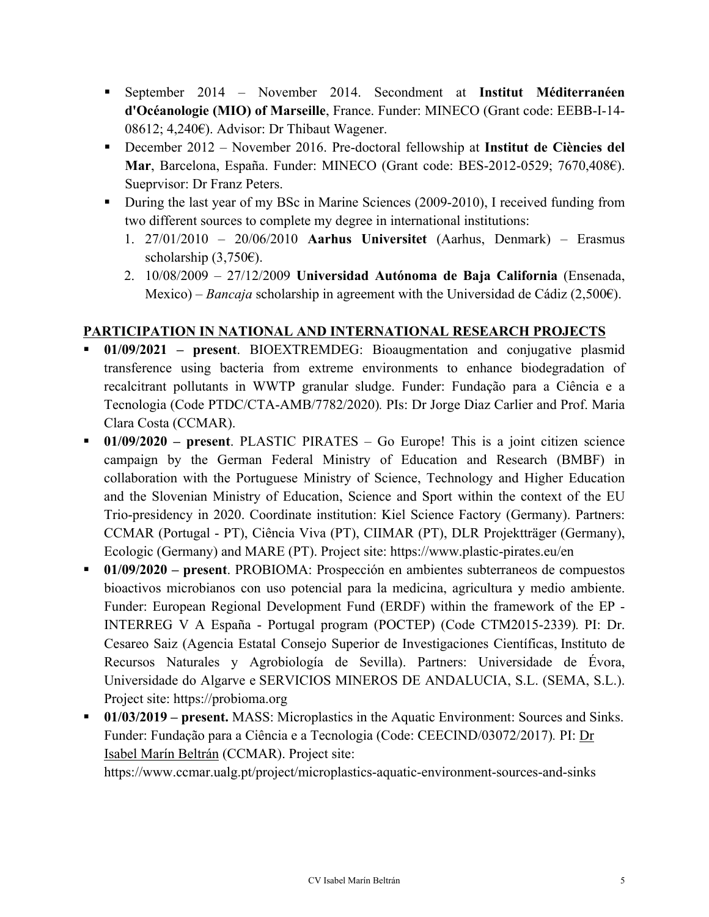- September 2014 – November 2014. Secondment at **Institut Méditerranéen d'Océanologie (MIO) of Marseille**, France. Funder: MINECO (Grant code: EEBB-I-14-08612; 4,240€). Advisor: Dr Thibaut Wagener.
- December 2012 – November 2016. Pre-doctoral fellowship at **Institut de Ciències del Mar**, Barcelona, España. Funder: MINECO (Grant code: BES-2012-0529; 7670,408€). Sueprvisor: Dr Franz Peters.
- During the last year of my BSc in Marine Sciences (2009-2010), I received funding from two different sources to complete my degree in international institutions:
  1. 27/01/2010 – 20/06/2010 **Aarhus Universitet** (Aarhus, Denmark) – Erasmus scholarship (3,750€).
  2. 10/08/2009 – 27/12/2009 **Universidad Autónoma de Baja California** (Ensenada, Mexico) – *Bancaja* scholarship in agreement with the Universidad de Cádiz (2,500€).

## PARTICIPATION IN NATIONAL AND INTERNATIONAL RESEARCH PROJECTS

- **01/09/2021 – present**. BIOEXTREMDEG: Bioaugmentation and conjugative plasmid transference using bacteria from extreme environments to enhance biodegradation of recalcitrant pollutants in WWTP granular sludge. Funder: Fundação para a Ciência e a Tecnologia (Code PTDC/CTA-AMB/7782/2020). PIs: Dr Jorge Diaz Carlier and Prof. Maria Clara Costa (CCMAR).
- **01/09/2020 – present**. PLASTIC PIRATES – Go Europe! This is a joint citizen science campaign by the German Federal Ministry of Education and Research (BMBF) in collaboration with the Portuguese Ministry of Science, Technology and Higher Education and the Slovenian Ministry of Education, Science and Sport within the context of the EU Trio-presidency in 2020. Coordinate institution: Kiel Science Factory (Germany). Partners: CCMAR (Portugal - PT), Ciência Viva (PT), CIIMAR (PT), DLR Projektträger (Germany), Ecologic (Germany) and MARE (PT). Project site: https://www.plastic-pirates.eu/en
- **01/09/2020 – present**. PROBIOMA: Prospección en ambientes subterraneos de compuestos bioactivos microbianos con uso potencial para la medicina, agricultura y medio ambiente. Funder: European Regional Development Fund (ERDF) within the framework of the EP - INTERREG V A España - Portugal program (POCTEP) (Code CTM2015-2339). PI: Dr. Cesareo Saiz (Agencia Estatal Consejo Superior de Investigaciones Científicas, Instituto de Recursos Naturales y Agrobiología de Sevilla). Partners: Universidade de Évora, Universidade do Algarve e SERVICIOS MINEROS DE ANDALUCIA, S.L. (SEMA, S.L.). Project site: https://probioma.org
- **01/03/2019 – present.** MASS: Microplastics in the Aquatic Environment: Sources and Sinks. Funder: Fundação para a Ciência e a Tecnologia (Code: CEECIND/03072/2017). PI: Dr Isabel Marín Beltrán (CCMAR). Project site: https://www.ccmar.ualg.pt/project/microplastics-aquatic-environment-sources-and-sinks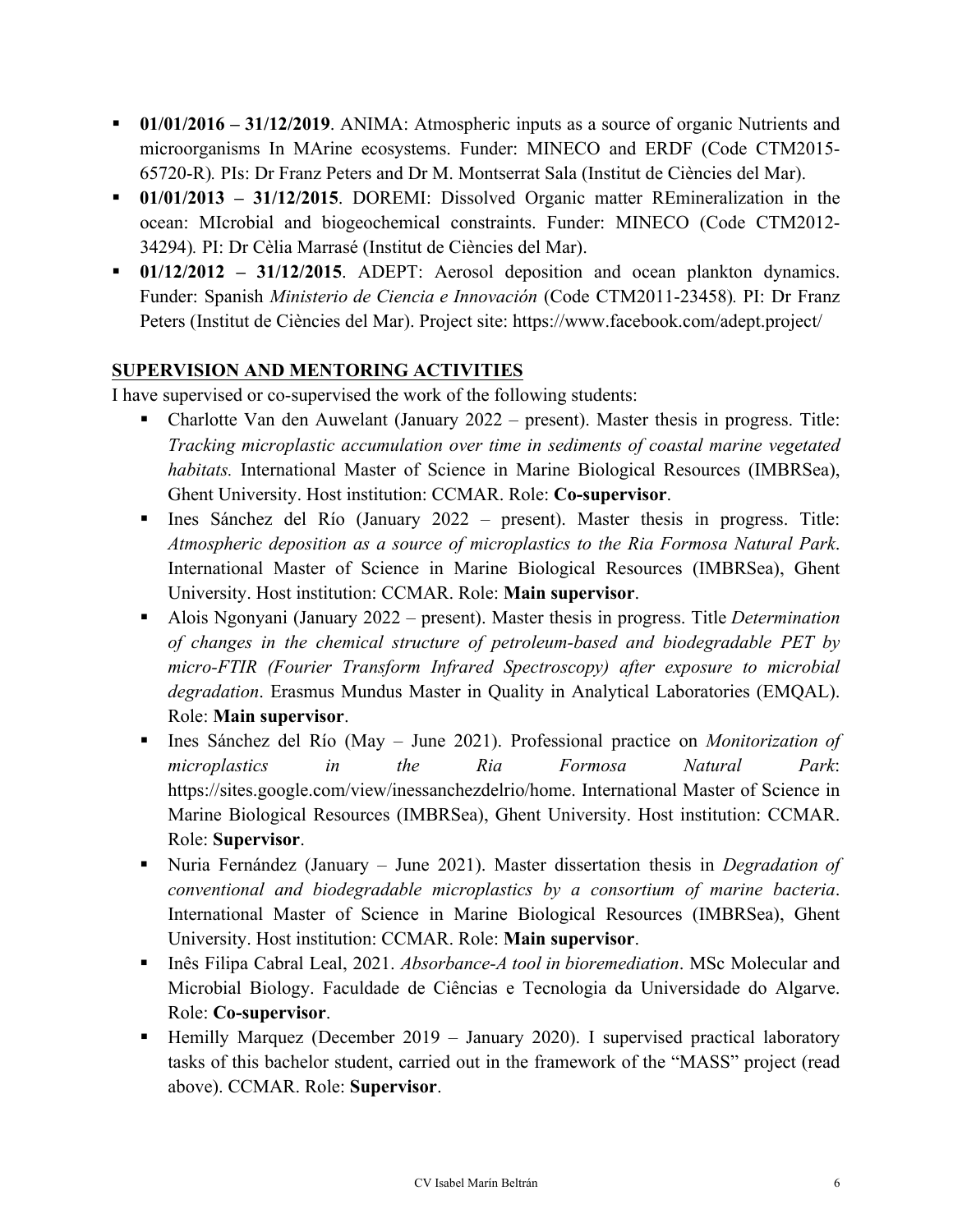- **01/01/2016 – 31/12/2019**. ANIMA: Atmospheric inputs as a source of organic Nutrients and microorganisms In MArine ecosystems. Funder: MINECO and ERDF (Code CTM2015-65720-R). PIs: Dr Franz Peters and Dr M. Montserrat Sala (Institut de Ciències del Mar).
- **01/01/2013 – 31/12/2015**. DOREMI: Dissolved Organic matter REmineralization in the ocean: MIcrobial and biogeochemical constraints. Funder: MINECO (Code CTM2012-34294). PI: Dr Cèlia Marrasé (Institut de Ciències del Mar).
- **01/12/2012 – 31/12/2015**. ADEPT: Aerosol deposition and ocean plankton dynamics. Funder: Spanish *Ministerio de Ciencia e Innovación* (Code CTM2011-23458). PI: Dr Franz Peters (Institut de Ciències del Mar). Project site: https://www.facebook.com/adept.project/

## SUPERVISION AND MENTORING ACTIVITIES

I have supervised or co-supervised the work of the following students:

- Charlotte Van den Auwelant (January 2022 – present). Master thesis in progress. Title: *Tracking microplastic accumulation over time in sediments of coastal marine vegetated habitats.* International Master of Science in Marine Biological Resources (IMBRSea), Ghent University. Host institution: CCMAR. Role: **Co-supervisor**.
- Ines Sánchez del Río (January 2022 – present). Master thesis in progress. Title: *Atmospheric deposition as a source of microplastics to the Ria Formosa Natural Park*. International Master of Science in Marine Biological Resources (IMBRSea), Ghent University. Host institution: CCMAR. Role: **Main supervisor**.
- Alois Ngonyani (January 2022 – present). Master thesis in progress. Title *Determination of changes in the chemical structure of petroleum-based and biodegradable PET by micro-FTIR (Fourier Transform Infrared Spectroscopy) after exposure to microbial degradation*. Erasmus Mundus Master in Quality in Analytical Laboratories (EMQAL). Role: **Main supervisor**.
- Ines Sánchez del Río (May – June 2021). Professional practice on *Monitorization of microplastics in the Ria Formosa Natural Park*: https://sites.google.com/view/inessanchezdelrio/home. International Master of Science in Marine Biological Resources (IMBRSea), Ghent University. Host institution: CCMAR. Role: **Supervisor**.
- Nuria Fernández (January – June 2021). Master dissertation thesis in *Degradation of conventional and biodegradable microplastics by a consortium of marine bacteria*. International Master of Science in Marine Biological Resources (IMBRSea), Ghent University. Host institution: CCMAR. Role: **Main supervisor**.
- Inês Filipa Cabral Leal, 2021. *Absorbance-A tool in bioremediation*. MSc Molecular and Microbial Biology. Faculdade de Ciências e Tecnologia da Universidade do Algarve. Role: **Co-supervisor**.
- Hemilly Marquez (December 2019 – January 2020). I supervised practical laboratory tasks of this bachelor student, carried out in the framework of the "MASS" project (read above). CCMAR. Role: **Supervisor**.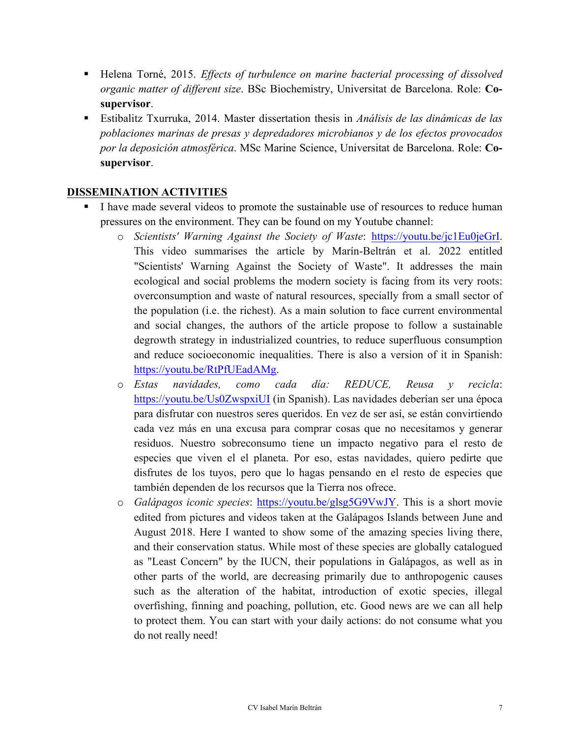- Helena Torné, 2015. *Effects of turbulence on marine bacterial processing of dissolved organic matter of different size*. BSc Biochemistry, Universitat de Barcelona. Role: **Co-supervisor**.
- Estibalitz Txurruka, 2014. Master dissertation thesis in *Análisis de las dinámicas de las poblaciones marinas de presas y depredadores microbianos y de los efectos provocados por la deposición atmosférica*. MSc Marine Science, Universitat de Barcelona. Role: **Co-supervisor**.

## DISSEMINATION ACTIVITIES

- I have made several videos to promote the sustainable use of resources to reduce human pressures on the environment. They can be found on my Youtube channel:
  - *Scientists' Warning Against the Society of Waste*: https://youtu.be/jc1Eu0jeGrI. This video summarises the article by Marín-Beltrán et al. 2022 entitled "Scientists' Warning Against the Society of Waste". It addresses the main ecological and social problems the modern society is facing from its very roots: overconsumption and waste of natural resources, specially from a small sector of the population (i.e. the richest). As a main solution to face current environmental and social changes, the authors of the article propose to follow a sustainable degrowth strategy in industrialized countries, to reduce superfluous consumption and reduce socioeconomic inequalities. There is also a version of it in Spanish: https://youtu.be/RtPfUEadAMg.
  - *Estas navidades, como cada día: REDUCE, Reusa y recicla*: https://youtu.be/Us0ZwspxiUI (in Spanish). Las navidades deberían ser una época para disfrutar con nuestros seres queridos. En vez de ser así, se están convirtiendo cada vez más en una excusa para comprar cosas que no necesitamos y generar residuos. Nuestro sobreconsumo tiene un impacto negativo para el resto de especies que viven el el planeta. Por eso, estas navidades, quiero pedirte que disfrutes de los tuyos, pero que lo hagas pensando en el resto de especies que también dependen de los recursos que la Tierra nos ofrece.
  - *Galápagos iconic species*: https://youtu.be/glsg5G9VwJY. This is a short movie edited from pictures and videos taken at the Galápagos Islands between June and August 2018. Here I wanted to show some of the amazing species living there, and their conservation status. While most of these species are globally catalogued as "Least Concern" by the IUCN, their populations in Galápagos, as well as in other parts of the world, are decreasing primarily due to anthropogenic causes such as the alteration of the habitat, introduction of exotic species, illegal overfishing, finning and poaching, pollution, etc. Good news are we can all help to protect them. You can start with your daily actions: do not consume what you do not really need!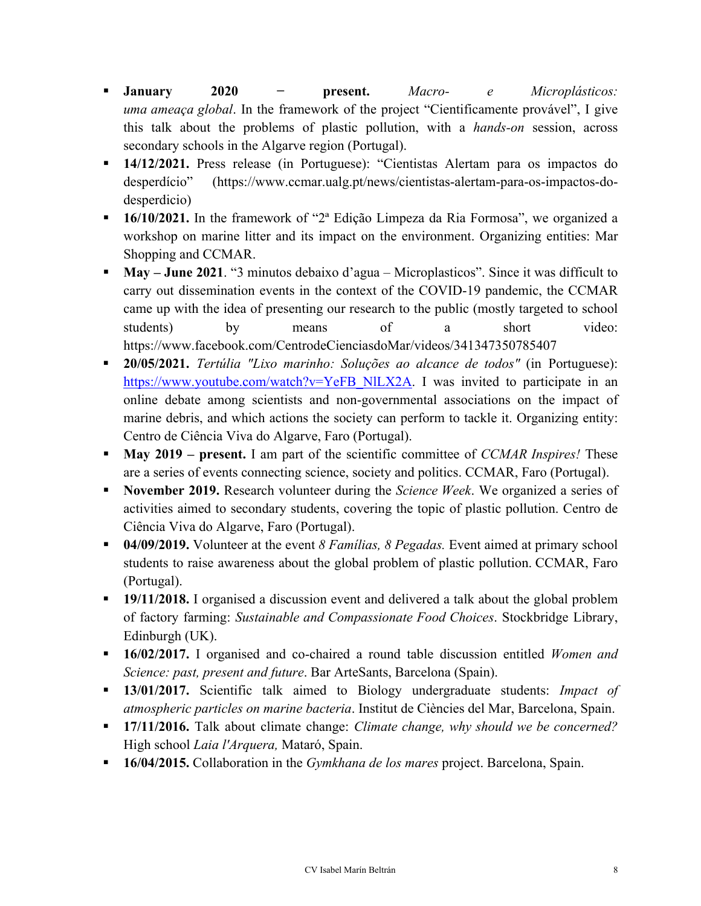- **January 2020 − present.** *Macro- e Microplásticos: uma ameaça global*. In the framework of the project "Cientificamente provável", I give this talk about the problems of plastic pollution, with a *hands-on* session, across secondary schools in the Algarve region (Portugal).
- **14/12/2021.** Press release (in Portuguese): "Cientistas Alertam para os impactos do desperdício" (https://www.ccmar.ualg.pt/news/cientistas-alertam-para-os-impactos-do-desperdicio)
- **16/10/2021.** In the framework of "2ª Edição Limpeza da Ria Formosa", we organized a workshop on marine litter and its impact on the environment. Organizing entities: Mar Shopping and CCMAR.
- **May – June 2021**. "3 minutos debaixo d'agua – Microplasticos". Since it was difficult to carry out dissemination events in the context of the COVID-19 pandemic, the CCMAR came up with the idea of presenting our research to the public (mostly targeted to school students) by means of a short video: https://www.facebook.com/CentrodeCienciasdoMar/videos/341347350785407
- **20/05/2021.** *Tertúlia "Lixo marinho: Soluções ao alcance de todos"* (in Portuguese): https://www.youtube.com/watch?v=YeFB_NlLX2A. I was invited to participate in an online debate among scientists and non-governmental associations on the impact of marine debris, and which actions the society can perform to tackle it. Organizing entity: Centro de Ciência Viva do Algarve, Faro (Portugal).
- **May 2019 – present.** I am part of the scientific committee of *CCMAR Inspires!* These are a series of events connecting science, society and politics. CCMAR, Faro (Portugal).
- **November 2019.** Research volunteer during the *Science Week*. We organized a series of activities aimed to secondary students, covering the topic of plastic pollution. Centro de Ciência Viva do Algarve, Faro (Portugal).
- **04/09/2019.** Volunteer at the event *8 Famílias, 8 Pegadas.* Event aimed at primary school students to raise awareness about the global problem of plastic pollution. CCMAR, Faro (Portugal).
- **19/11/2018.** I organised a discussion event and delivered a talk about the global problem of factory farming: *Sustainable and Compassionate Food Choices*. Stockbridge Library, Edinburgh (UK).
- **16/02/2017.** I organised and co-chaired a round table discussion entitled *Women and Science: past, present and future*. Bar ArteSants, Barcelona (Spain).
- **13/01/2017.** Scientific talk aimed to Biology undergraduate students: *Impact of atmospheric particles on marine bacteria*. Institut de Ciències del Mar, Barcelona, Spain.
- **17/11/2016.** Talk about climate change: *Climate change, why should we be concerned?* High school *Laia l'Arquera,* Mataró, Spain.
- **16/04/2015.** Collaboration in the *Gymkhana de los mares* project. Barcelona, Spain.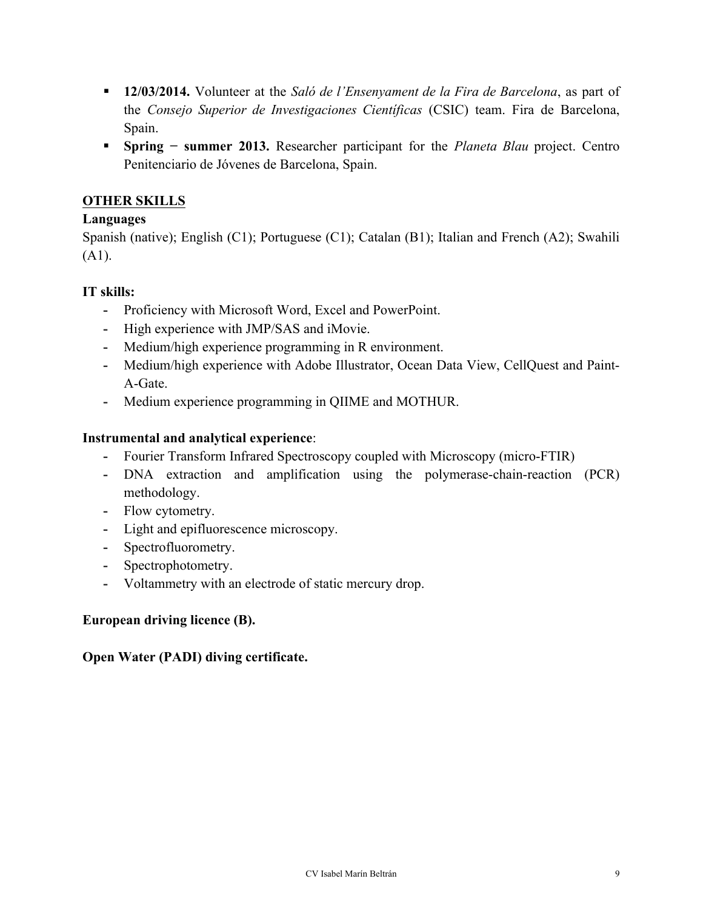- **12/03/2014.** Volunteer at the *Saló de l'Ensenyament de la Fira de Barcelona*, as part of the *Consejo Superior de Investigaciones Científicas* (CSIC) team. Fira de Barcelona, Spain.
- **Spring − summer 2013.** Researcher participant for the *Planeta Blau* project. Centro Penitenciario de Jóvenes de Barcelona, Spain.

## OTHER SKILLS

**Languages**

Spanish (native); English (C1); Portuguese (C1); Catalan (B1); Italian and French (A2); Swahili (A1).

**IT skills:**

- Proficiency with Microsoft Word, Excel and PowerPoint.
- High experience with JMP/SAS and iMovie.
- Medium/high experience programming in R environment.
- Medium/high experience with Adobe Illustrator, Ocean Data View, CellQuest and Paint-A-Gate.
- Medium experience programming in QIIME and MOTHUR.

**Instrumental and analytical experience**:

- Fourier Transform Infrared Spectroscopy coupled with Microscopy (micro-FTIR)
- DNA extraction and amplification using the polymerase-chain-reaction (PCR) methodology.
- Flow cytometry.
- Light and epifluorescence microscopy.
- Spectrofluorometry.
- Spectrophotometry.
- Voltammetry with an electrode of static mercury drop.

**European driving licence (B).**

**Open Water (PADI) diving certificate.**